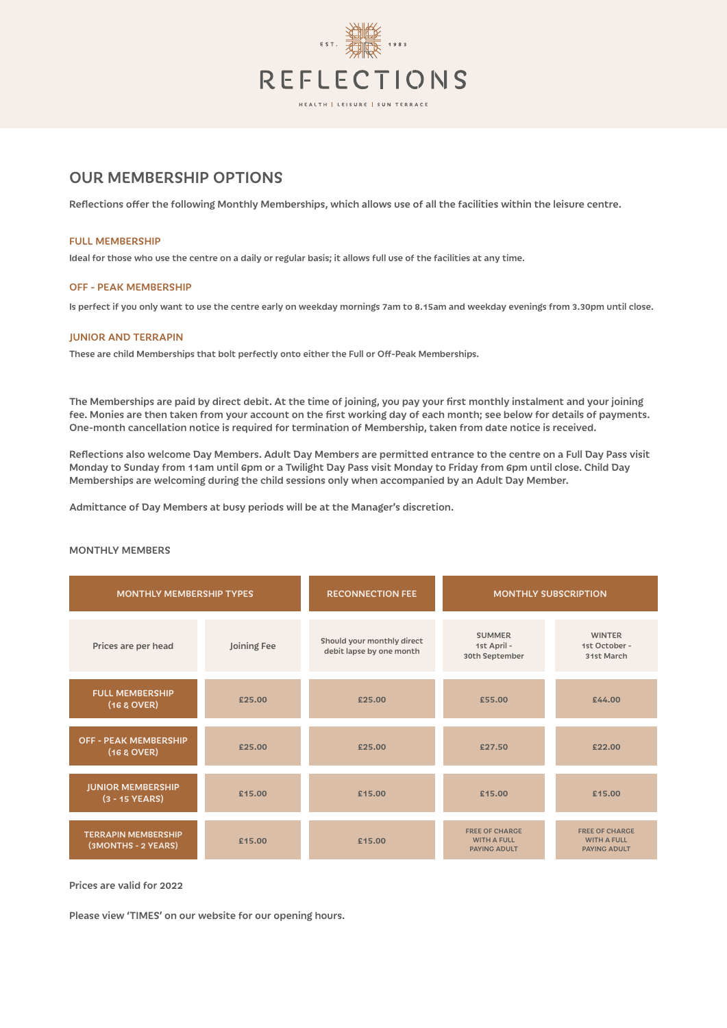# REFLECTIONS

EST. 1983

HEALTH | LEISURE | SUN TERRACE

## OUR MEMBERSHIP OPTIONS

**Reflections offer the following Monthly Memberships, which allows use of all the facilities within the leisure centre.**

### FULL MEMBERSHIP

Ideal for those who use the centre on a daily or regular basis; it allows full use of the facilities at any time.

### OFF - PEAK MEMBERSHIP

Is perfect if you only want to use the centre early on weekday mornings 7am to 8.15am and weekday evenings from 3.30pm until close.

### JUNIOR AND TERRAPIN

These are child Memberships that bolt perfectly onto either the Full or Off-Peak Memberships.

The Memberships are paid by direct debit. At the time of joining, you pay your first monthly instalment and your joining fee. Monies are then taken from your account on the first working day of each month; see below for details of payments. One-month cancellation notice is required for termination of Membership, taken from date notice is received.

Reflections also welcome Day Members. Adult Day Members are permitted entrance to the centre on a Full Day Pass visit Monday to Sunday from 11am until 6pm or a Twilight Day Pass visit Monday to Friday from 6pm until close. Child Day Memberships are welcoming during the child sessions only when accompanied by an Adult Day Member.

Admittance of Day Members at busy periods will be at the Manager's discretion.

MONTHLY MEMBERS

| MONTHLY MEMBERSHIP TYPES | | RECONNECTION FEE | MONTHLY SUBSCRIPTION | |
|---|---|---|---|---|
| Prices are per head | Joining Fee | Should your monthly direct debit lapse by one month | SUMMER 1st April - 30th September | WINTER 1st October - 31st March |
| FULL MEMBERSHIP (16 & OVER) | £25.00 | £25.00 | £55.00 | £44.00 |
| OFF - PEAK MEMBERSHIP (16 & OVER) | £25.00 | £25.00 | £27.50 | £22.00 |
| JUNIOR MEMBERSHIP (3 - 15 YEARS) | £15.00 | £15.00 | £15.00 | £15.00 |
| TERRAPIN MEMBERSHIP (3MONTHS - 2 YEARS) | £15.00 | £15.00 | FREE OF CHARGE WITH A FULL PAYING ADULT | FREE OF CHARGE WITH A FULL PAYING ADULT |

Prices are valid for 2022

Please view 'TIMES' on our website for our opening hours.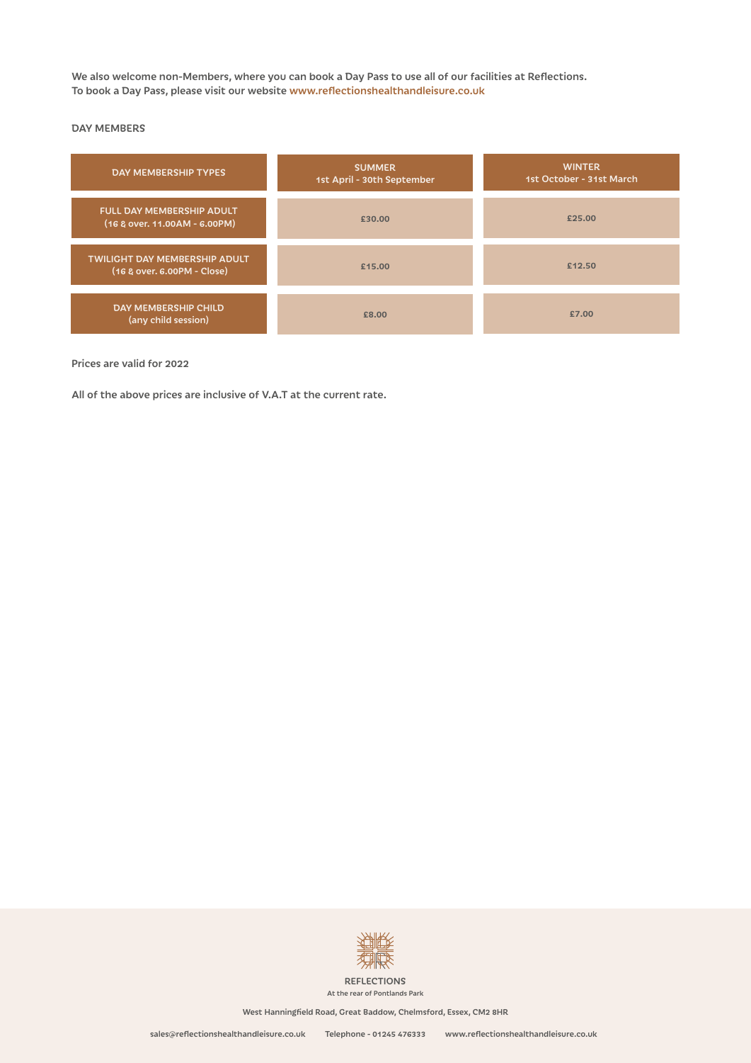We also welcome non-Members, where you can book a Day Pass to use all of our facilities at Reflections.
To book a Day Pass, please visit our website www.reflectionshealthandleisure.co.uk

DAY MEMBERS

| DAY MEMBERSHIP TYPES | SUMMER 1st April - 30th September | WINTER 1st October - 31st March |
|---|---|---|
| FULL DAY MEMBERSHIP ADULT (16 & over. 11.00AM - 6.00PM) | £30.00 | £25.00 |
| TWILIGHT DAY MEMBERSHIP ADULT (16 & over. 6.00PM - Close) | £15.00 | £12.50 |
| DAY MEMBERSHIP CHILD (any child session) | £8.00 | £7.00 |

Prices are valid for 2022

All of the above prices are inclusive of V.A.T at the current rate.

REFLECTIONS
At the rear of Pontlands Park

West Hanningfield Road, Great Baddow, Chelmsford, Essex, CM2 8HR

sales@reflectionshealthandleisure.co.uk Telephone - 01245 476333 www.reflectionshealthandleisure.co.uk